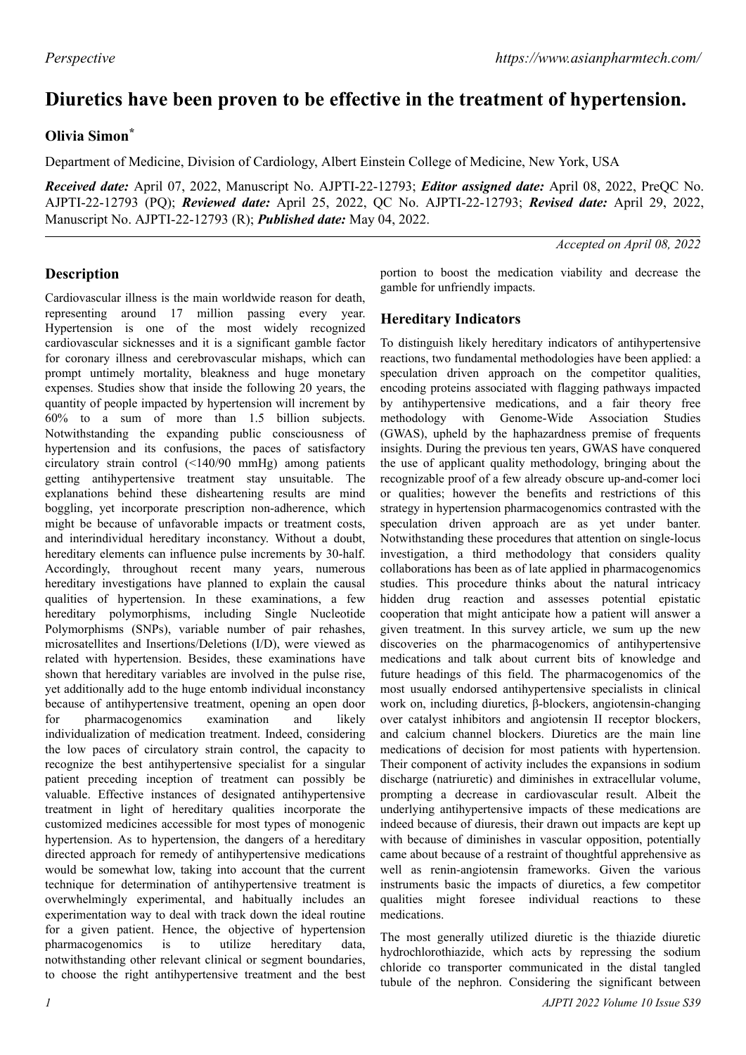Perspective

# Diuretics have been proven to be effective in the treatment of hypertension.

**Olivia Simon***

Department of Medicine, Division of Cardiology, Albert Einstein College of Medicine, New York, USA

***Received date:*** April 07, 2022, Manuscript No. AJPTI-22-12793; ***Editor assigned date:*** April 08, 2022, PreQC No. AJPTI-22-12793 (PQ); ***Reviewed date:*** April 25, 2022, QC No. AJPTI-22-12793; ***Revised date:*** April 29, 2022, Manuscript No. AJPTI-22-12793 (R); ***Published date:*** May 04, 2022.

*Accepted on April 08, 2022*

## Description

Cardiovascular illness is the main worldwide reason for death, representing around 17 million passing every year. Hypertension is one of the most widely recognized cardiovascular sicknesses and it is a significant gamble factor for coronary illness and cerebrovascular mishaps, which can prompt untimely mortality, bleakness and huge monetary expenses. Studies show that inside the following 20 years, the quantity of people impacted by hypertension will increment by 60% to a sum of more than 1.5 billion subjects. Notwithstanding the expanding public consciousness of hypertension and its confusions, the paces of satisfactory circulatory strain control (<140/90 mmHg) among patients getting antihypertensive treatment stay unsuitable. The explanations behind these disheartening results are mind boggling, yet incorporate prescription non-adherence, which might be because of unfavorable impacts or treatment costs, and interindividual hereditary inconstancy. Without a doubt, hereditary elements can influence pulse increments by 30-half. Accordingly, throughout recent many years, numerous hereditary investigations have planned to explain the causal qualities of hypertension. In these examinations, a few hereditary polymorphisms, including Single Nucleotide Polymorphisms (SNPs), variable number of pair rehashes, microsatellites and Insertions/Deletions (I/D), were viewed as related with hypertension. Besides, these examinations have shown that hereditary variables are involved in the pulse rise, yet additionally add to the huge entomb individual inconstancy because of antihypertensive treatment, opening an open door for pharmacogenomics examination and likely individualization of medication treatment. Indeed, considering the low paces of circulatory strain control, the capacity to recognize the best antihypertensive specialist for a singular patient preceding inception of treatment can possibly be valuable. Effective instances of designated antihypertensive treatment in light of hereditary qualities incorporate the customized medicines accessible for most types of monogenic hypertension. As to hypertension, the dangers of a hereditary directed approach for remedy of antihypertensive medications would be somewhat low, taking into account that the current technique for determination of antihypertensive treatment is overwhelmingly experimental, and habitually includes an experimentation way to deal with track down the ideal routine for a given patient. Hence, the objective of hypertension pharmacogenomics is to utilize hereditary data, notwithstanding other relevant clinical or segment boundaries, to choose the right antihypertensive treatment and the best portion to boost the medication viability and decrease the gamble for unfriendly impacts.

## Hereditary Indicators

To distinguish likely hereditary indicators of antihypertensive reactions, two fundamental methodologies have been applied: a speculation driven approach on the competitor qualities, encoding proteins associated with flagging pathways impacted by antihypertensive medications, and a fair theory free methodology with Genome-Wide Association Studies (GWAS), upheld by the haphazardness premise of frequents insights. During the previous ten years, GWAS have conquered the use of applicant quality methodology, bringing about the recognizable proof of a few already obscure up-and-comer loci or qualities; however the benefits and restrictions of this strategy in hypertension pharmacogenomics contrasted with the speculation driven approach are as yet under banter. Notwithstanding these procedures that attention on single-locus investigation, a third methodology that considers quality collaborations has been as of late applied in pharmacogenomics studies. This procedure thinks about the natural intricacy hidden drug reaction and assesses potential epistatic cooperation that might anticipate how a patient will answer a given treatment. In this survey article, we sum up the new discoveries on the pharmacogenomics of antihypertensive medications and talk about current bits of knowledge and future headings of this field. The pharmacogenomics of the most usually endorsed antihypertensive specialists in clinical work on, including diuretics, β-blockers, angiotensin-changing over catalyst inhibitors and angiotensin II receptor blockers, and calcium channel blockers. Diuretics are the main line medications of decision for most patients with hypertension. Their component of activity includes the expansions in sodium discharge (natriuretic) and diminishes in extracellular volume, prompting a decrease in cardiovascular result. Albeit the underlying antihypertensive impacts of these medications are indeed because of diuresis, their drawn out impacts are kept up with because of diminishes in vascular opposition, potentially came about because of a restraint of thoughtful apprehensive as well as renin-angiotensin frameworks. Given the various instruments basic the impacts of diuretics, a few competitor qualities might foresee individual reactions to these medications.

The most generally utilized diuretic is the thiazide diuretic hydrochlorothiazide, which acts by repressing the sodium chloride co transporter communicated in the distal tangled tubule of the nephron. Considering the significant between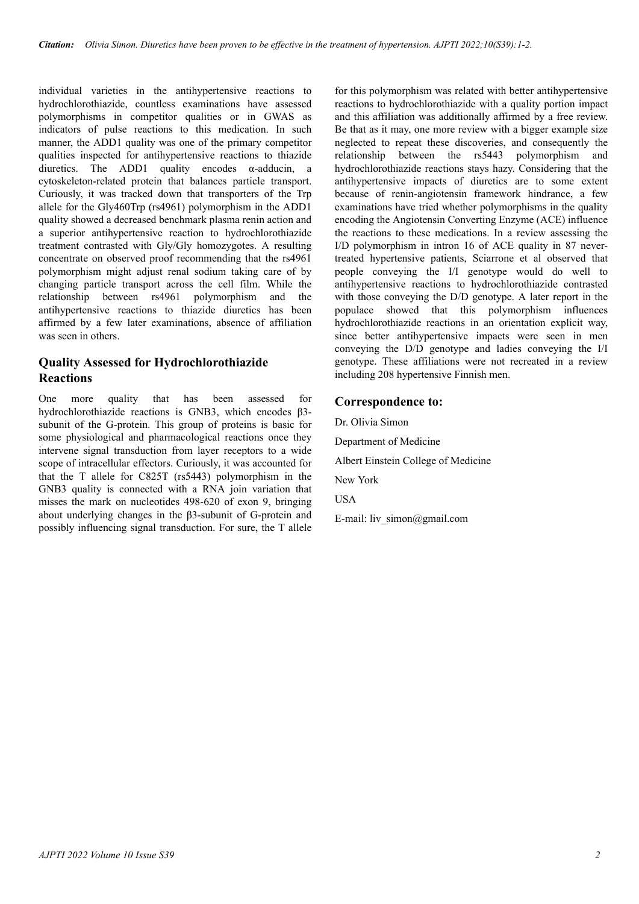individual varieties in the antihypertensive reactions to hydrochlorothiazide, countless examinations have assessed polymorphisms in competitor qualities or in GWAS as indicators of pulse reactions to this medication. In such manner, the ADD1 quality was one of the primary competitor qualities inspected for antihypertensive reactions to thiazide diuretics. The ADD1 quality encodes α-adducin, a cytoskeleton-related protein that balances particle transport. Curiously, it was tracked down that transporters of the Trp allele for the Gly460Trp (rs4961) polymorphism in the ADD1 quality showed a decreased benchmark plasma renin action and a superior antihypertensive reaction to hydrochlorothiazide treatment contrasted with Gly/Gly homozygotes. A resulting concentrate on observed proof recommending that the rs4961 polymorphism might adjust renal sodium taking care of by changing particle transport across the cell film. While the relationship between rs4961 polymorphism and the antihypertensive reactions to thiazide diuretics has been affirmed by a few later examinations, absence of affiliation was seen in others.

## Quality Assessed for Hydrochlorothiazide Reactions

One more quality that has been assessed for hydrochlorothiazide reactions is GNB3, which encodes β3-subunit of the G-protein. This group of proteins is basic for some physiological and pharmacological reactions once they intervene signal transduction from layer receptors to a wide scope of intracellular effectors. Curiously, it was accounted for that the T allele for C825T (rs5443) polymorphism in the GNB3 quality is connected with a RNA join variation that misses the mark on nucleotides 498-620 of exon 9, bringing about underlying changes in the β3-subunit of G-protein and possibly influencing signal transduction. For sure, the T allele for this polymorphism was related with better antihypertensive reactions to hydrochlorothiazide with a quality portion impact and this affiliation was additionally affirmed by a free review. Be that as it may, one more review with a bigger example size neglected to repeat these discoveries, and consequently the relationship between the rs5443 polymorphism and hydrochlorothiazide reactions stays hazy. Considering that the antihypertensive impacts of diuretics are to some extent because of renin-angiotensin framework hindrance, a few examinations have tried whether polymorphisms in the quality encoding the Angiotensin Converting Enzyme (ACE) influence the reactions to these medications. In a review assessing the I/D polymorphism in intron 16 of ACE quality in 87 never-treated hypertensive patients, Sciarrone et al observed that people conveying the I/I genotype would do well to antihypertensive reactions to hydrochlorothiazide contrasted with those conveying the D/D genotype. A later report in the populace showed that this polymorphism influences hydrochlorothiazide reactions in an orientation explicit way, since better antihypertensive impacts were seen in men conveying the D/D genotype and ladies conveying the I/I genotype. These affiliations were not recreated in a review including 208 hypertensive Finnish men.

## Correspondence to:

Dr. Olivia Simon

Department of Medicine

Albert Einstein College of Medicine

New York

USA

E-mail: liv_simon@gmail.com